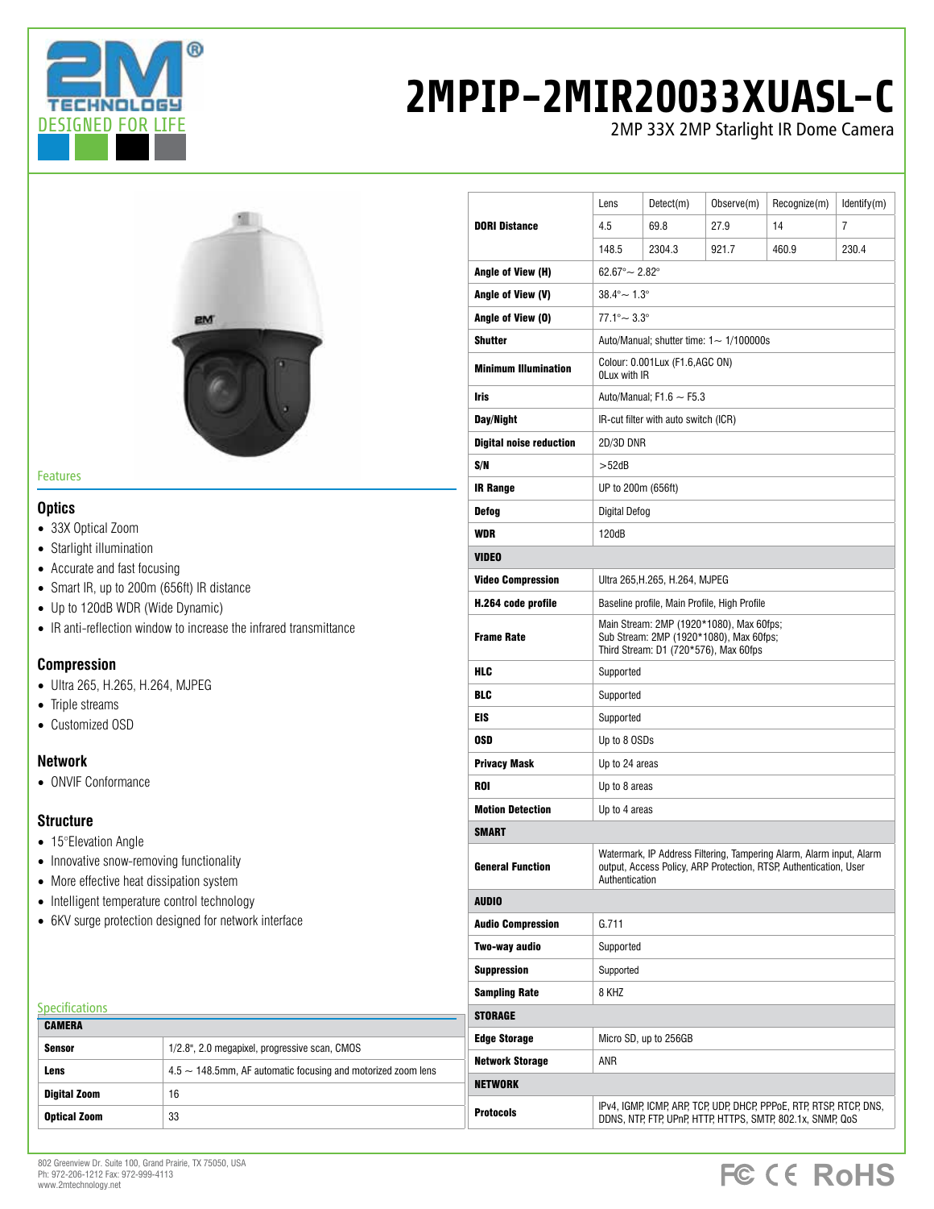# 2MPIP-2MIR20033XUASL-C

2MP 33X 2MP Starlight IR Dome Camera

## Features

### Optics

- 33X Optical Zoom
- Starlight illumination
- Accurate and fast focusing
- Smart IR, up to 200m (656ft) IR distance
- Up to 120dB WDR (Wide Dynamic)
- IR anti-reflection window to increase the infrared transmittance

### Compression

- Ultra 265, H.265, H.264, MJPEG
- Triple streams
- Customized OSD

### Network

- ONVIF Conformance

### Structure

- 15°Elevation Angle
- Innovative snow-removing functionality
- More effective heat dissipation system
- Intelligent temperature control technology
- 6KV surge protection designed for network interface

## Specifications

| CAMERA | | | | | |
|---|---|---|---|---|---|
| **Sensor** | 1/2.8", 2.0 megapixel, progressive scan, CMOS | | | | |
| **Lens** | 4.5 ~ 148.5mm, AF automatic focusing and motorized zoom lens | | | | |
| **Digital Zoom** | 16 | | | | |
| **Optical Zoom** | 33 | | | | |
| **DORI Distance** | Lens | Detect(m) | Observe(m) | Recognize(m) | Identify(m) |
| | 4.5 | 69.8 | 27.9 | 14 | 7 |
| | 148.5 | 2304.3 | 921.7 | 460.9 | 230.4 |
| **Angle of View (H)** | 62.67°~ 2.82° | | | | |
| **Angle of View (V)** | 38.4°~ 1.3° | | | | |
| **Angle of View (O)** | 77.1°~ 3.3° | | | | |
| **Shutter** | Auto/Manual; shutter time: 1~ 1/100000s | | | | |
| **Minimum Illumination** | Colour: 0.001Lux (F1.6,AGC ON)<br>0Lux with IR | | | | |
| **Iris** | Auto/Manual; F1.6 ~ F5.3 | | | | |
| **Day/Night** | IR-cut filter with auto switch (ICR) | | | | |
| **Digital noise reduction** | 2D/3D DNR | | | | |
| **S/N** | >52dB | | | | |
| **IR Range** | UP to 200m (656ft) | | | | |
| **Defog** | Digital Defog | | | | |
| **WDR** | 120dB | | | | |
| **VIDEO** | | | | | |
| **Video Compression** | Ultra 265,H.265, H.264, MJPEG | | | | |
| **H.264 code profile** | Baseline profile, Main Profile, High Profile | | | | |
| **Frame Rate** | Main Stream: 2MP (1920*1080), Max 60fps;<br>Sub Stream: 2MP (1920*1080), Max 60fps;<br>Third Stream: D1 (720*576), Max 60fps | | | | |
| **HLC** | Supported | | | | |
| **BLC** | Supported | | | | |
| **EIS** | Supported | | | | |
| **OSD** | Up to 8 OSDs | | | | |
| **Privacy Mask** | Up to 24 areas | | | | |
| **ROI** | Up to 8 areas | | | | |
| **Motion Detection** | Up to 4 areas | | | | |
| **SMART** | | | | | |
| **General Function** | Watermark, IP Address Filtering, Tampering Alarm, Alarm input, Alarm output, Access Policy, ARP Protection, RTSP, Authentication, User Authentication | | | | |
| **AUDIO** | | | | | |
| **Audio Compression** | G.711 | | | | |
| **Two-way audio** | Supported | | | | |
| **Suppression** | Supported | | | | |
| **Sampling Rate** | 8 KHZ | | | | |
| **STORAGE** | | | | | |
| **Edge Storage** | Micro SD, up to 256GB | | | | |
| **Network Storage** | ANR | | | | |
| **NETWORK** | | | | | |
| **Protocols** | IPv4, IGMP, ICMP, ARP, TCP, UDP, DHCP, PPPoE, RTP, RTSP, RTCP, DNS, DDNS, NTP, FTP, UPnP, HTTP, HTTPS, SMTP, 802.1x, SNMP, QoS | | | | |

802 Greenview Dr. Suite 100, Grand Prairie, TX 75050, USA
Ph: 972-206-1212 Fax: 972-999-4113
www.2mtechnology.net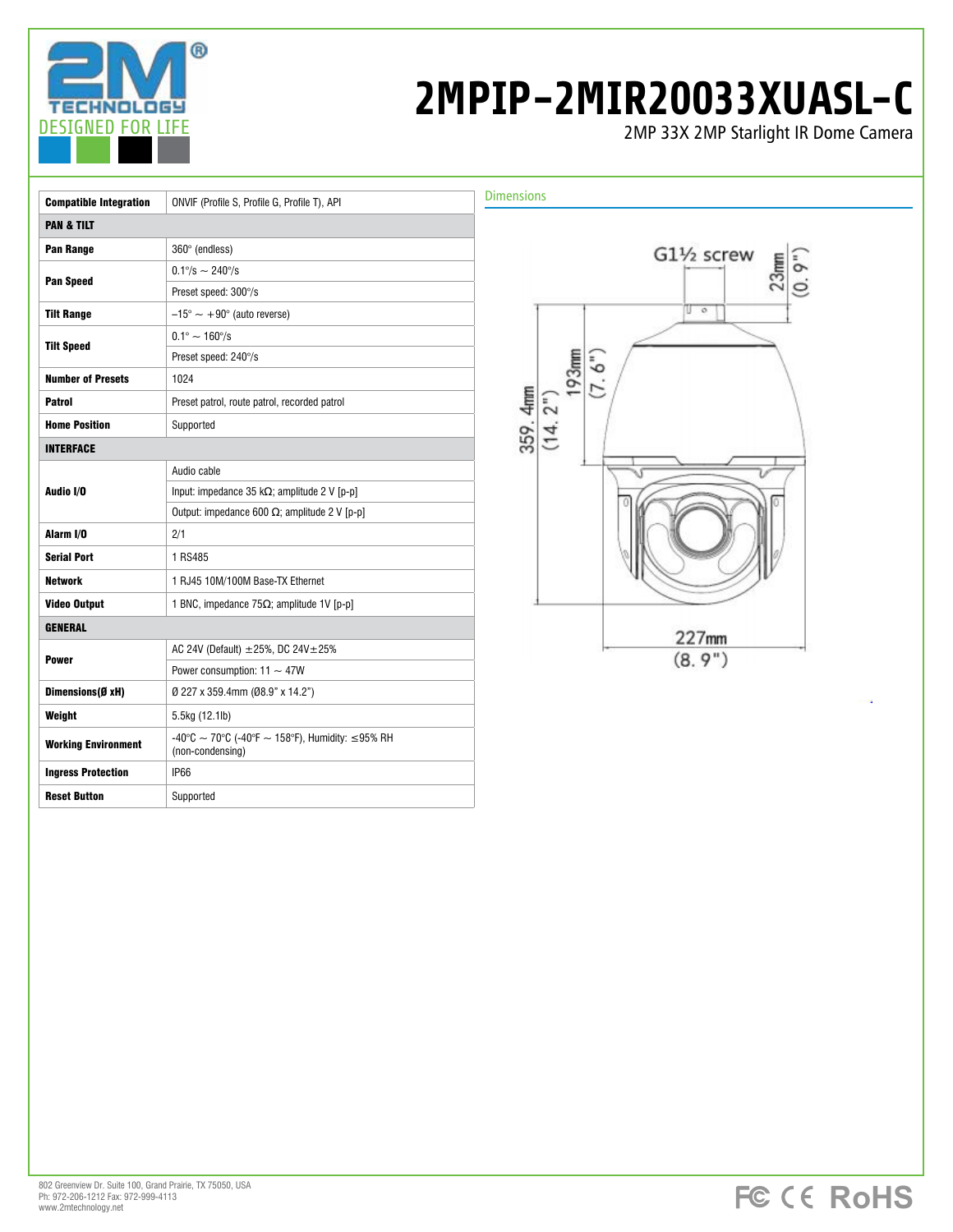# 2MPIP-2MIR20033XUASL-C

2MP 33X 2MP Starlight IR Dome Camera

| | | |
|---|---|---|
| **Compatible Integration** | ONVIF (Profile S, Profile G, Profile T), API | |
| **PAN & TILT** | | |
| **Pan Range** | 360° (endless) | |
| **Pan Speed** | 0.1°/s ~ 240°/s | |
| | Preset speed: 300°/s | |
| **Tilt Range** | −15° ~ +90° (auto reverse) | |
| **Tilt Speed** | 0.1° ~ 160°/s | |
| | Preset speed: 240°/s | |
| **Number of Presets** | 1024 | |
| **Patrol** | Preset patrol, route patrol, recorded patrol | |
| **Home Position** | Supported | |
| **INTERFACE** | | |
| **Audio I/O** | Audio cable | |
| | Input: impedance 35 kΩ; amplitude 2 V [p-p] | |
| | Output: impedance 600 Ω; amplitude 2 V [p-p] | |
| **Alarm I/O** | 2/1 | |
| **Serial Port** | 1 RS485 | |
| **Network** | 1 RJ45 10M/100M Base-TX Ethernet | |
| **Video Output** | 1 BNC, impedance 75Ω; amplitude 1V [p-p] | |
| **GENERAL** | | |
| **Power** | AC 24V (Default) ±25%, DC 24V±25% | |
| | Power consumption: 11 ~ 47W | |
| **Dimensions(Ø xH)** | Ø 227 x 359.4mm (Ø8.9" x 14.2") | |
| **Weight** | 5.5kg (12.1lb) | |
| **Working Environment** | -40°C ~ 70°C (-40°F ~ 158°F), Humidity: ≤95% RH (non-condensing) | |
| **Ingress Protection** | IP66 | |
| **Reset Button** | Supported | |

## Dimensions

G1½ screw

23mm (0.9")

193mm (7.6")

359.4mm (14.2")

227mm (8.9")

802 Greenview Dr. Suite 100, Grand Prairie, TX 75050, USA
Ph: 972-206-1212 Fax: 972-999-4113
www.2mtechnology.net

FC CE RoHS